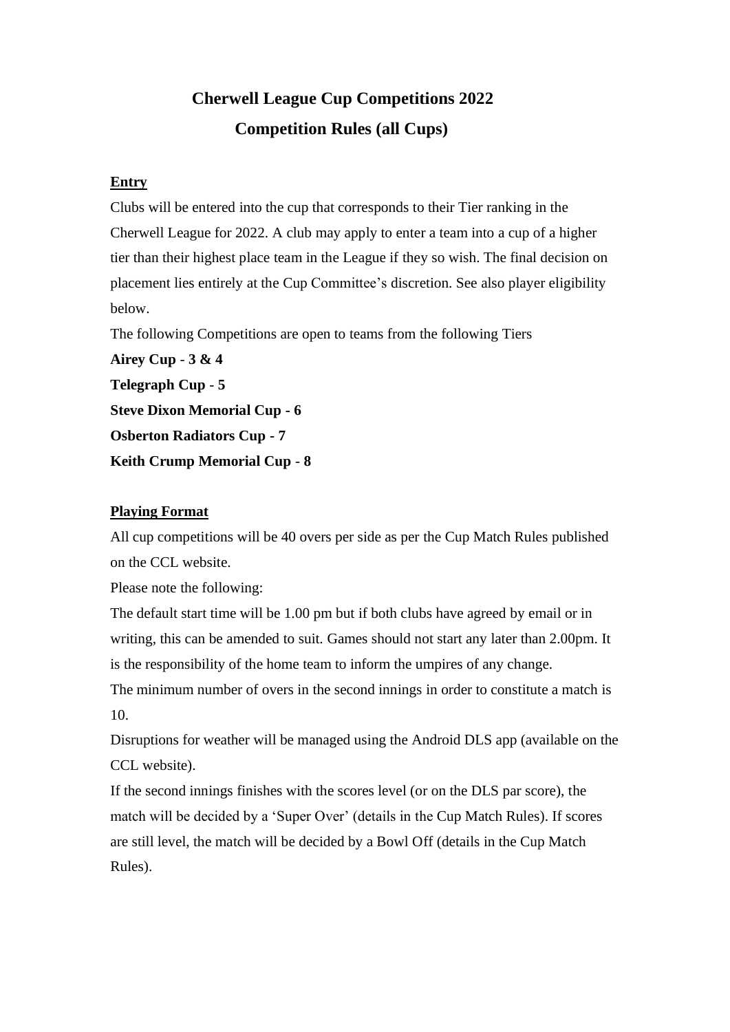# Cherwell League Cup Competitions 2022

## Competition Rules (all Cups)

**Entry**

Clubs will be entered into the cup that corresponds to their Tier ranking in the Cherwell League for 2022. A club may apply to enter a team into a cup of a higher tier than their highest place team in the League if they so wish. The final decision on placement lies entirely at the Cup Committee's discretion. See also player eligibility below.

The following Competitions are open to teams from the following Tiers

**Airey Cup - 3 & 4**

**Telegraph Cup - 5**

**Steve Dixon Memorial Cup - 6**

**Osberton Radiators Cup - 7**

**Keith Crump Memorial Cup - 8**

**Playing Format**

All cup competitions will be 40 overs per side as per the Cup Match Rules published on the CCL website.

Please note the following:

The default start time will be 1.00 pm but if both clubs have agreed by email or in writing, this can be amended to suit. Games should not start any later than 2.00pm. It is the responsibility of the home team to inform the umpires of any change.

The minimum number of overs in the second innings in order to constitute a match is 10.

Disruptions for weather will be managed using the Android DLS app (available on the CCL website).

If the second innings finishes with the scores level (or on the DLS par score), the match will be decided by a 'Super Over' (details in the Cup Match Rules). If scores are still level, the match will be decided by a Bowl Off (details in the Cup Match Rules).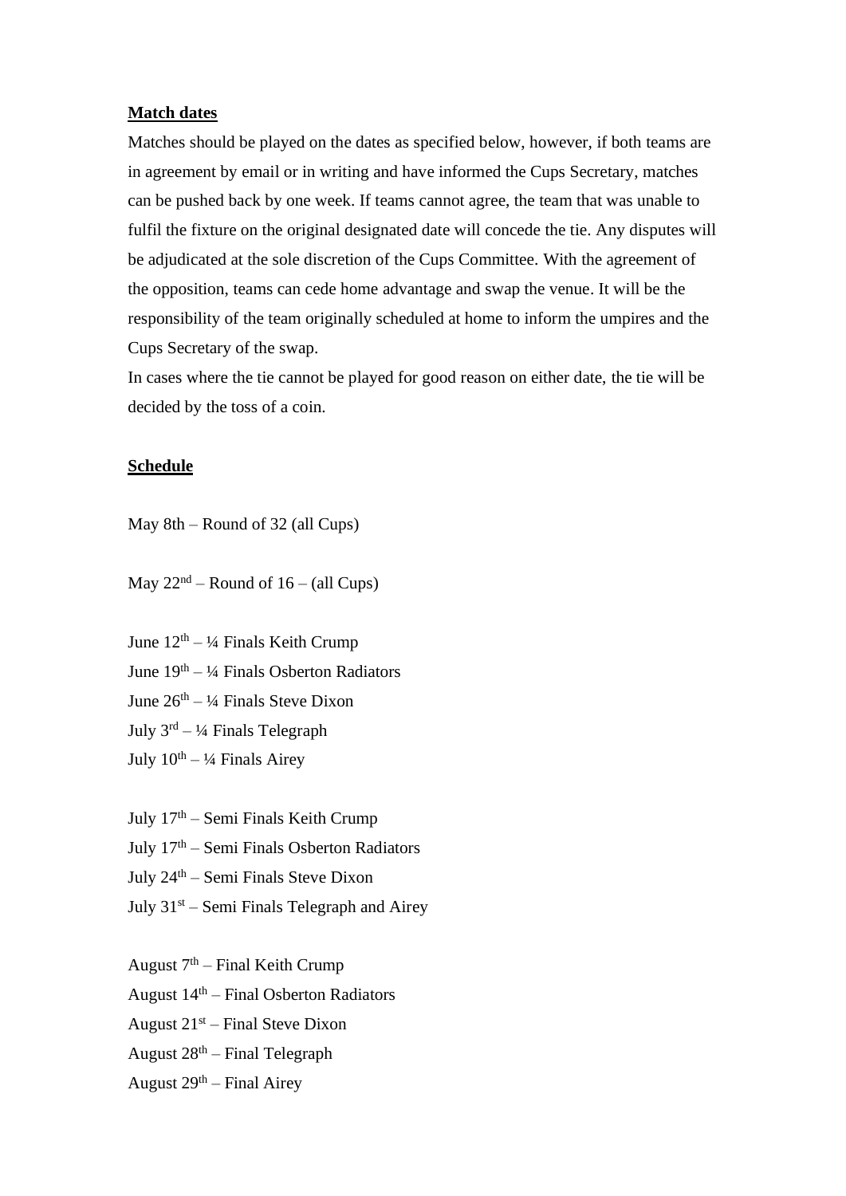**Match dates**

Matches should be played on the dates as specified below, however, if both teams are in agreement by email or in writing and have informed the Cups Secretary, matches can be pushed back by one week. If teams cannot agree, the team that was unable to fulfil the fixture on the original designated date will concede the tie. Any disputes will be adjudicated at the sole discretion of the Cups Committee. With the agreement of the opposition, teams can cede home advantage and swap the venue. It will be the responsibility of the team originally scheduled at home to inform the umpires and the Cups Secretary of the swap.

In cases where the tie cannot be played for good reason on either date, the tie will be decided by the toss of a coin.

**Schedule**

May 8th – Round of 32 (all Cups)

May 22nd – Round of 16 – (all Cups)

June 12th – ¼ Finals Keith Crump
June 19th – ¼ Finals Osberton Radiators
June 26th – ¼ Finals Steve Dixon
July 3rd – ¼ Finals Telegraph
July 10th – ¼ Finals Airey

July 17th – Semi Finals Keith Crump
July 17th – Semi Finals Osberton Radiators
July 24th – Semi Finals Steve Dixon
July 31st – Semi Finals Telegraph and Airey

August 7th – Final Keith Crump
August 14th – Final Osberton Radiators
August 21st – Final Steve Dixon
August 28th – Final Telegraph
August 29th – Final Airey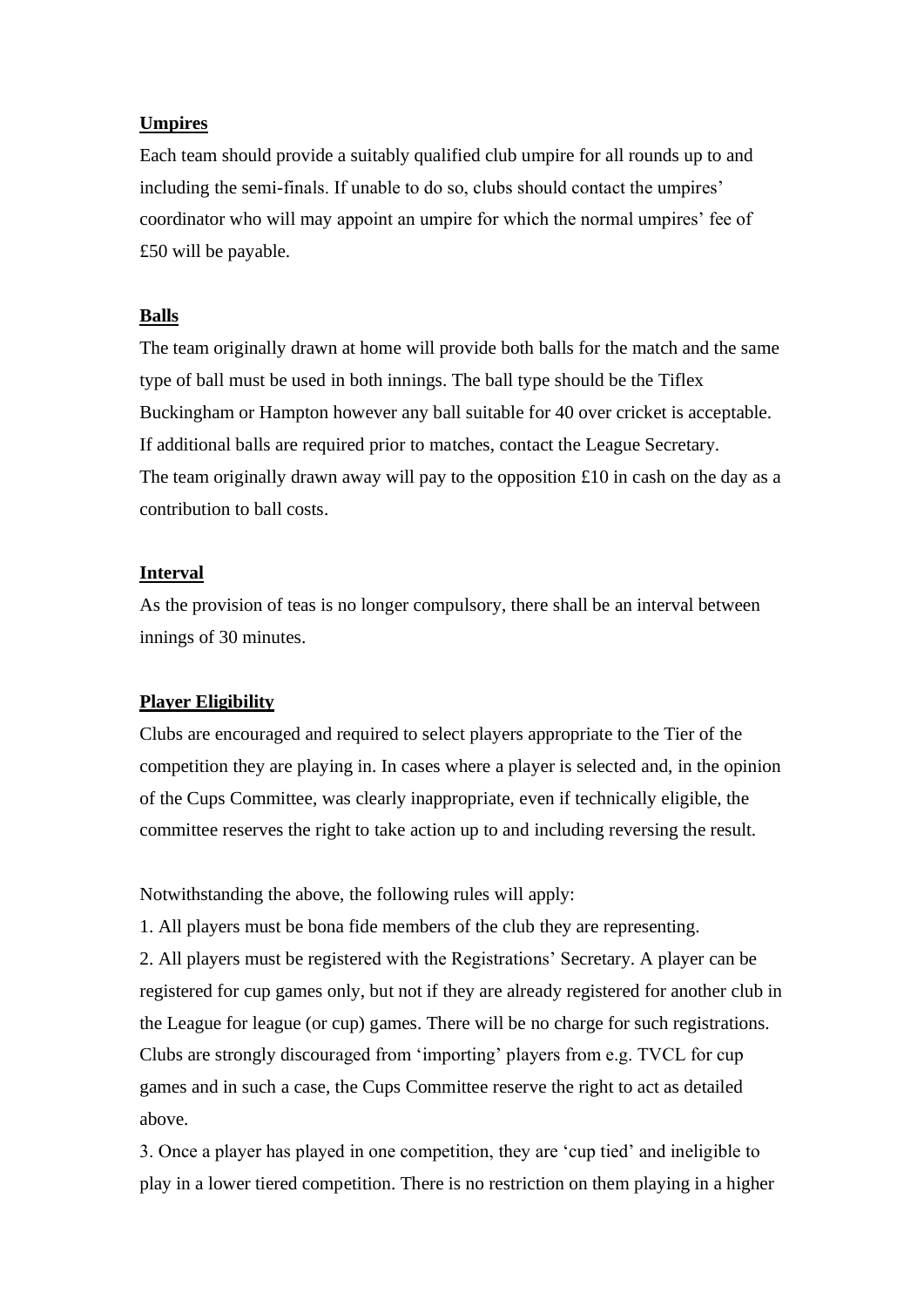**Umpires**

Each team should provide a suitably qualified club umpire for all rounds up to and including the semi-finals. If unable to do so, clubs should contact the umpires' coordinator who will may appoint an umpire for which the normal umpires' fee of £50 will be payable.

**Balls**

The team originally drawn at home will provide both balls for the match and the same type of ball must be used in both innings. The ball type should be the Tiflex Buckingham or Hampton however any ball suitable for 40 over cricket is acceptable. If additional balls are required prior to matches, contact the League Secretary.
The team originally drawn away will pay to the opposition £10 in cash on the day as a contribution to ball costs.

**Interval**

As the provision of teas is no longer compulsory, there shall be an interval between innings of 30 minutes.

**Player Eligibility**

Clubs are encouraged and required to select players appropriate to the Tier of the competition they are playing in. In cases where a player is selected and, in the opinion of the Cups Committee, was clearly inappropriate, even if technically eligible, the committee reserves the right to take action up to and including reversing the result.

Notwithstanding the above, the following rules will apply:

1. All players must be bona fide members of the club they are representing.
2. All players must be registered with the Registrations' Secretary. A player can be registered for cup games only, but not if they are already registered for another club in the League for league (or cup) games. There will be no charge for such registrations. Clubs are strongly discouraged from 'importing' players from e.g. TVCL for cup games and in such a case, the Cups Committee reserve the right to act as detailed above.
3. Once a player has played in one competition, they are 'cup tied' and ineligible to play in a lower tiered competition. There is no restriction on them playing in a higher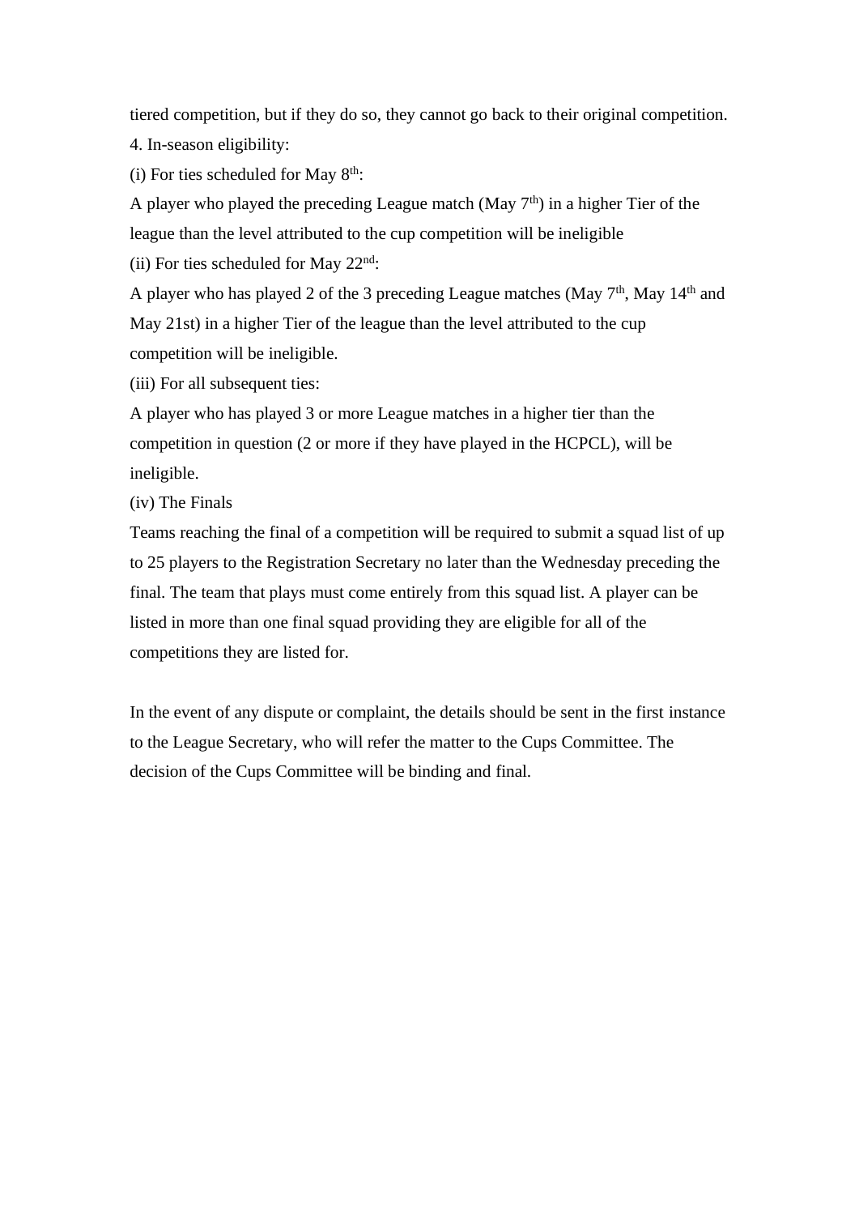tiered competition, but if they do so, they cannot go back to their original competition.

4. In-season eligibility:

(i) For ties scheduled for May 8th:

A player who played the preceding League match (May 7th) in a higher Tier of the league than the level attributed to the cup competition will be ineligible

(ii) For ties scheduled for May 22nd:

A player who has played 2 of the 3 preceding League matches (May 7th, May 14th and May 21st) in a higher Tier of the league than the level attributed to the cup competition will be ineligible.

(iii) For all subsequent ties:

A player who has played 3 or more League matches in a higher tier than the competition in question (2 or more if they have played in the HCPCL), will be ineligible.

(iv) The Finals

Teams reaching the final of a competition will be required to submit a squad list of up to 25 players to the Registration Secretary no later than the Wednesday preceding the final. The team that plays must come entirely from this squad list. A player can be listed in more than one final squad providing they are eligible for all of the competitions they are listed for.

In the event of any dispute or complaint, the details should be sent in the first instance to the League Secretary, who will refer the matter to the Cups Committee. The decision of the Cups Committee will be binding and final.